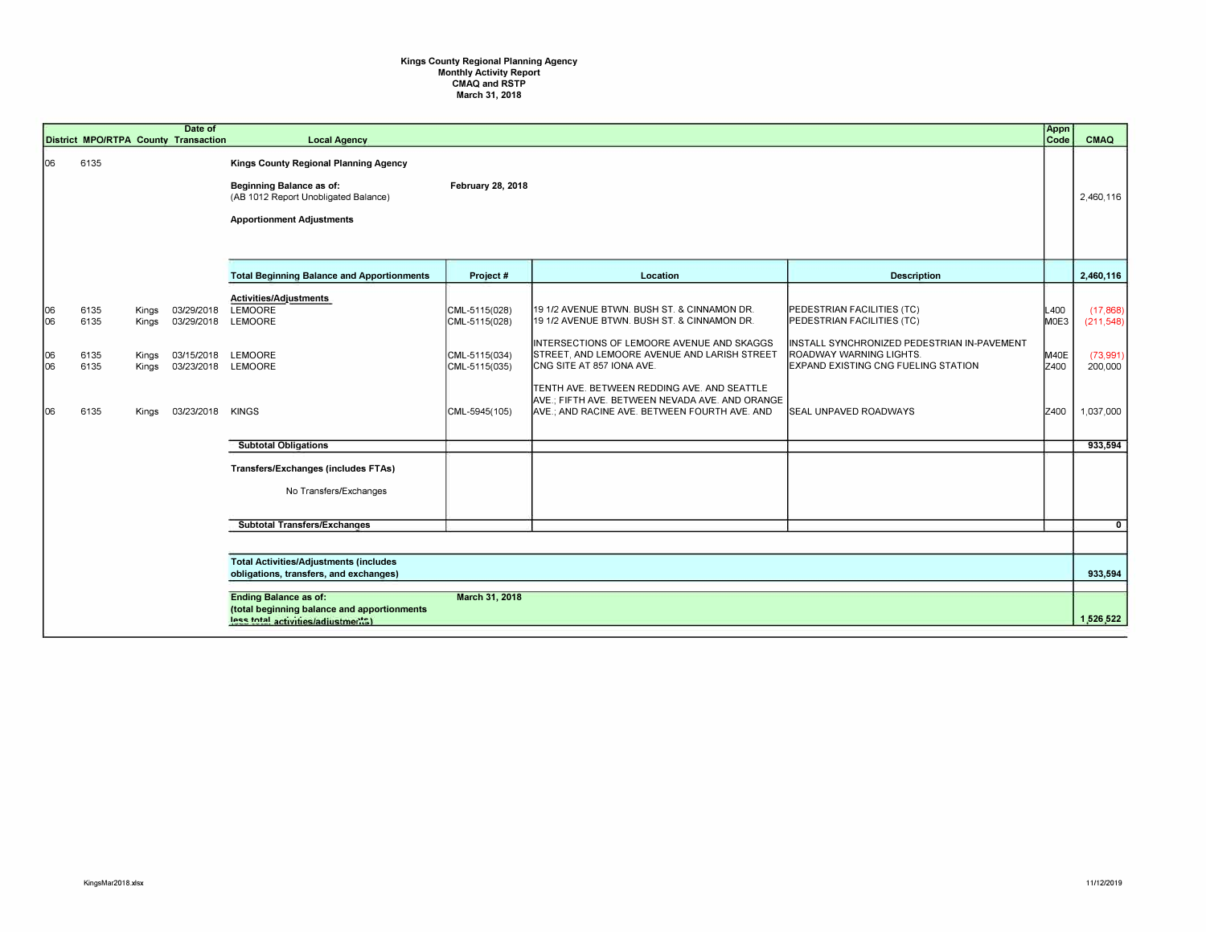# Kings County Regional Planning Agency
## Monthly Activity Report
## CMAQ and RSTP
## March 31, 2018

| District | MPO/RTPA | County | Date of Transaction | Local Agency | Project # | Location | Description | Appn Code | CMAQ |
|---|---|---|---|---|---|---|---|---|---|
| 06 | 6135 | | | **Kings County Regional Planning Agency** | | | | | |
| | | | | **Beginning Balance as of:** (AB 1012 Report Unobligated Balance) | **February 28, 2018** | | | | 2,460,116 |
| | | | | **Apportionment Adjustments** | | | | | |
| | | | | **Total Beginning Balance and Apportionments** | **Project #** | **Location** | **Description** | | **2,460,116** |
| | | | | **Activities/Adjustments** | | | | | |
| 06 | 6135 | Kings | 03/29/2018 | LEMOORE | CML-5115(028) | 19 1/2 AVENUE BTWN. BUSH ST. & CINNAMON DR. | PEDESTRIAN FACILITIES (TC) | L400 | (17,868) |
| 06 | 6135 | Kings | 03/29/2018 | LEMOORE | CML-5115(028) | 19 1/2 AVENUE BTWN. BUSH ST. & CINNAMON DR. | PEDESTRIAN FACILITIES (TC) | M0E3 | (211,548) |
| 06 | 6135 | Kings | 03/15/2018 | LEMOORE | CML-5115(034) | INTERSECTIONS OF LEMOORE AVENUE AND SKAGGS STREET, AND LEMOORE AVENUE AND LARISH STREET | INSTALL SYNCHRONIZED PEDESTRIAN IN-PAVEMENT ROADWAY WARNING LIGHTS. | M40E | (73,991) |
| 06 | 6135 | Kings | 03/23/2018 | LEMOORE | CML-5115(035) | CNG SITE AT 857 IONA AVE. | EXPAND EXISTING CNG FUELING STATION | Z400 | 200,000 |
| 06 | 6135 | Kings | 03/23/2018 | KINGS | CML-5945(105) | TENTH AVE. BETWEEN REDDING AVE. AND SEATTLE AVE.; FIFTH AVE. BETWEEN NEVADA AVE. AND ORANGE AVE.; AND RACINE AVE. BETWEEN FOURTH AVE. AND | SEAL UNPAVED ROADWAYS | Z400 | 1,037,000 |
| | | | | **Subtotal Obligations** | | | | | **933,594** |
| | | | | **Transfers/Exchanges (includes FTAs)** | | | | | |
| | | | | No Transfers/Exchanges | | | | | |
| | | | | **Subtotal Transfers/Exchanges** | | | | | **0** |
| | | | | **Total Activities/Adjustments (includes obligations, transfers, and exchanges)** | | | | | **933,594** |
| | | | | **Ending Balance as of:** (total beginning balance and apportionments less total activities/adjustments) | **March 31, 2018** | | | | **1,526,522** |

KingsMar2018.xlsx

11/12/2019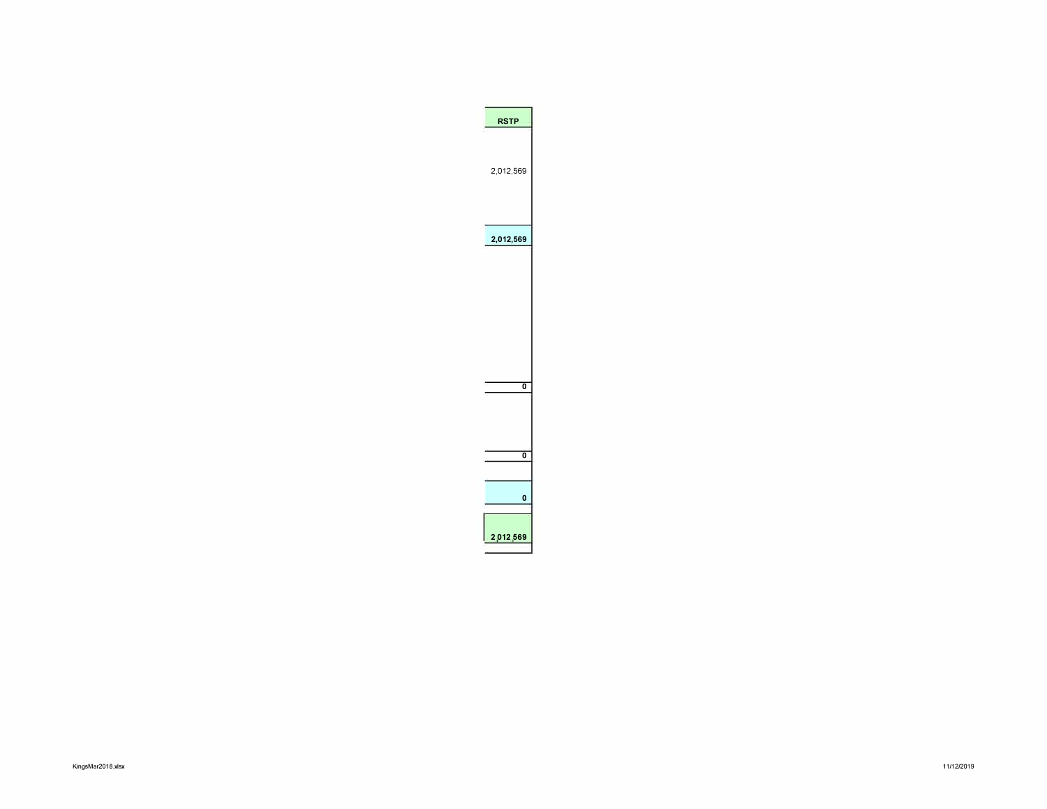| RSTP |
|---|
| 2,012,569 |
| **2,012,569** |
| **0** |
| **0** |
| **0** |
| **2,012,569** |